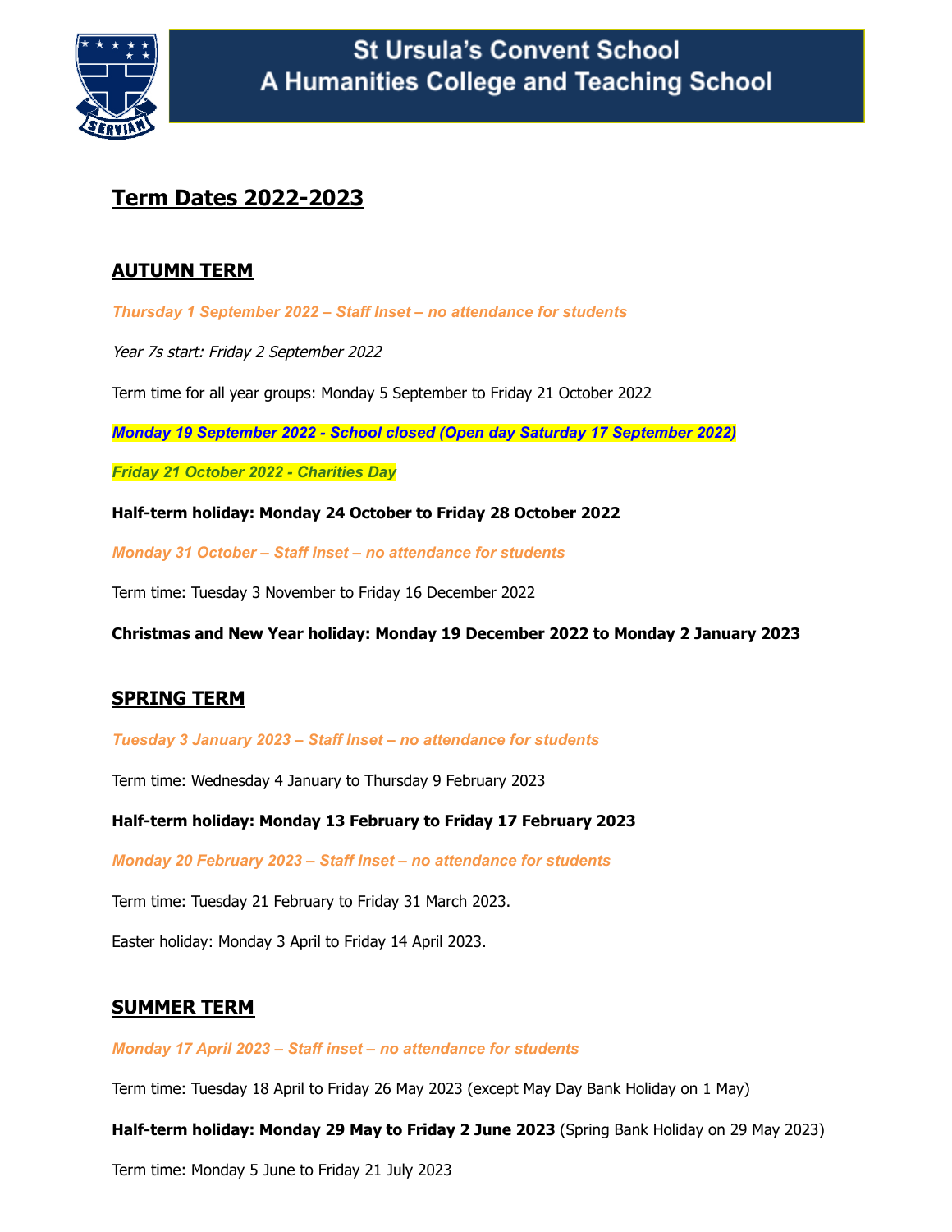# St Ursula's Convent School
## A Humanities College and Teaching School

## Term Dates 2022-2023

### AUTUMN TERM

***Thursday 1 September 2022 – Staff Inset – no attendance for students***

*Year 7s start: Friday 2 September 2022*

Term time for all year groups: Monday 5 September to Friday 21 October 2022

***Monday 19 September 2022 - School closed (Open day Saturday 17 September 2022)***

***Friday 21 October 2022 - Charities Day***

**Half-term holiday: Monday 24 October to Friday 28 October 2022**

***Monday 31 October – Staff inset – no attendance for students***

Term time: Tuesday 3 November to Friday 16 December 2022

**Christmas and New Year holiday: Monday 19 December 2022 to Monday 2 January 2023**

### SPRING TERM

***Tuesday 3 January 2023 – Staff Inset – no attendance for students***

Term time: Wednesday 4 January to Thursday 9 February 2023

**Half-term holiday: Monday 13 February to Friday 17 February 2023**

***Monday 20 February 2023 – Staff Inset – no attendance for students***

Term time: Tuesday 21 February to Friday 31 March 2023.

Easter holiday: Monday 3 April to Friday 14 April 2023.

### SUMMER TERM

***Monday 17 April 2023 – Staff inset – no attendance for students***

Term time: Tuesday 18 April to Friday 26 May 2023 (except May Day Bank Holiday on 1 May)

**Half-term holiday: Monday 29 May to Friday 2 June 2023** (Spring Bank Holiday on 29 May 2023)

Term time: Monday 5 June to Friday 21 July 2023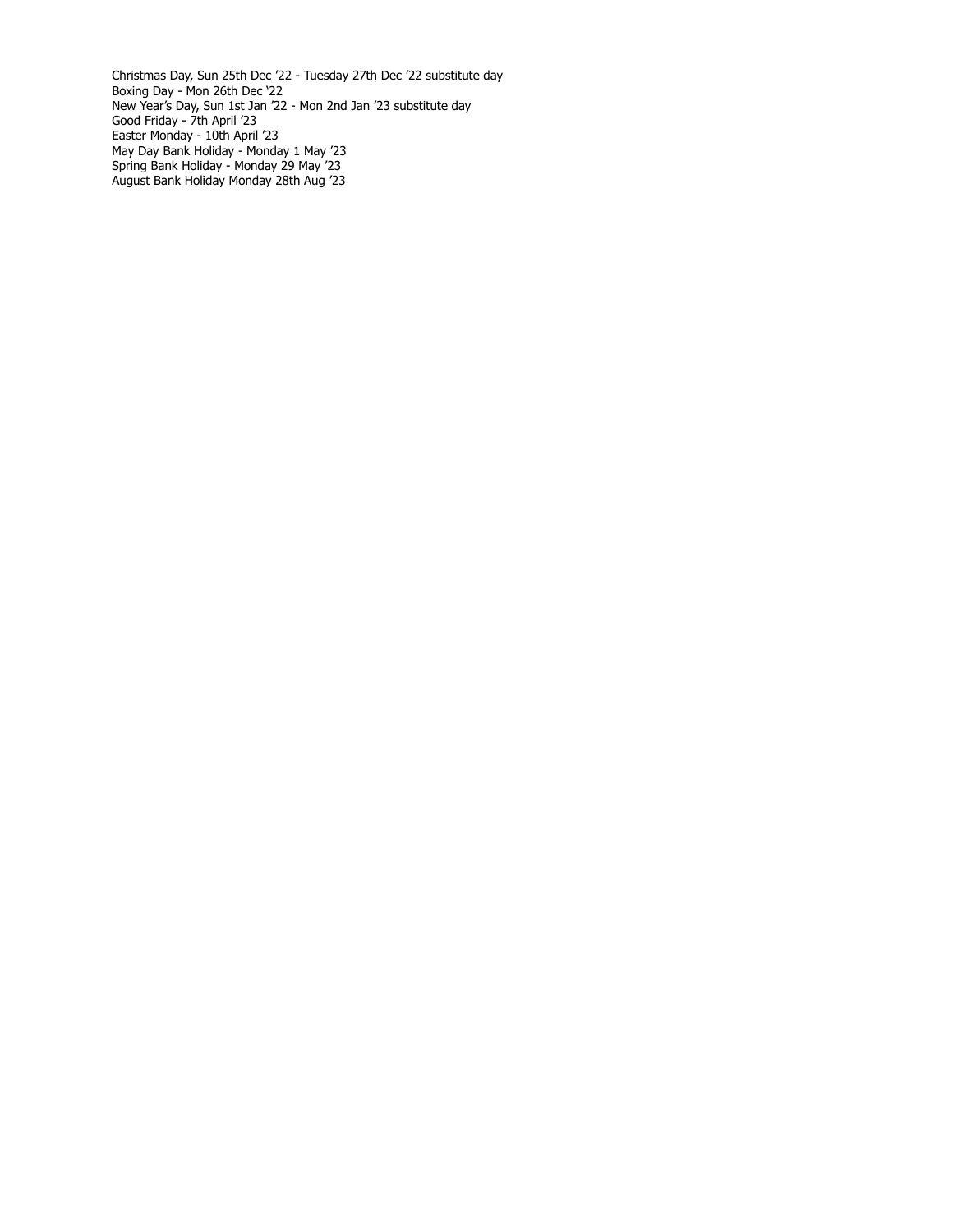Christmas Day, Sun 25th Dec '22 - Tuesday 27th Dec '22 substitute day
Boxing Day - Mon 26th Dec '22
New Year's Day, Sun 1st Jan '22 - Mon 2nd Jan '23 substitute day
Good Friday - 7th April '23
Easter Monday - 10th April '23
May Day Bank Holiday - Monday 1 May '23
Spring Bank Holiday - Monday 29 May '23
August Bank Holiday Monday 28th Aug '23